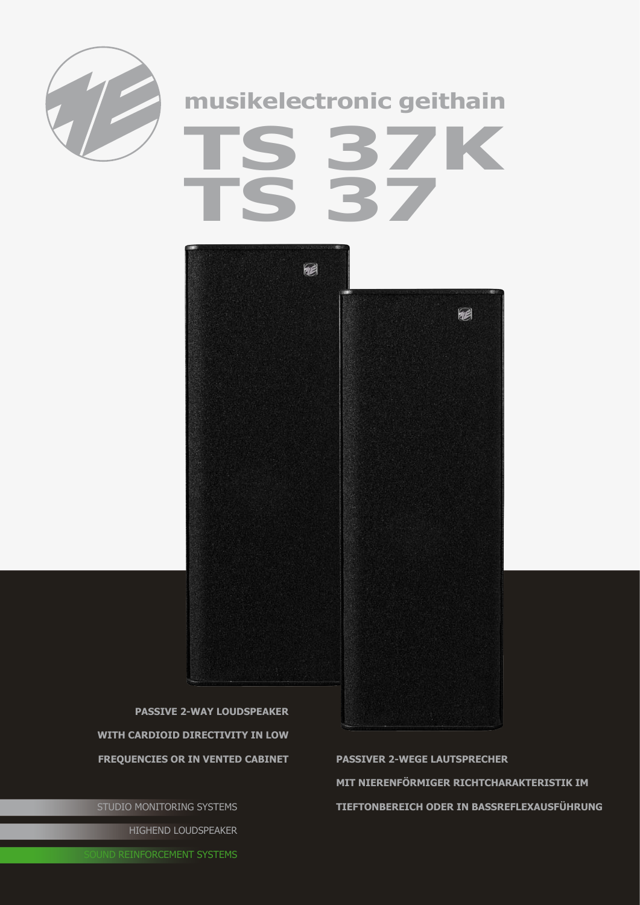musikelectronic geithain

# TS 37K
# TS 37

**PASSIVE 2-WAY LOUDSPEAKER WITH CARDIOID DIRECTIVITY IN LOW FREQUENCIES OR IN VENTED CABINET**

**PASSIVER 2-WEGE LAUTSPRECHER MIT NIERENFÖRMIGER RICHTCHARAKTERISTIK IM TIEFTONBEREICH ODER IN BASSREFLEXAUSFÜHRUNG**

STUDIO MONITORING SYSTEMS

HIGHEND LOUDSPEAKER

SOUND REINFORCEMENT SYSTEMS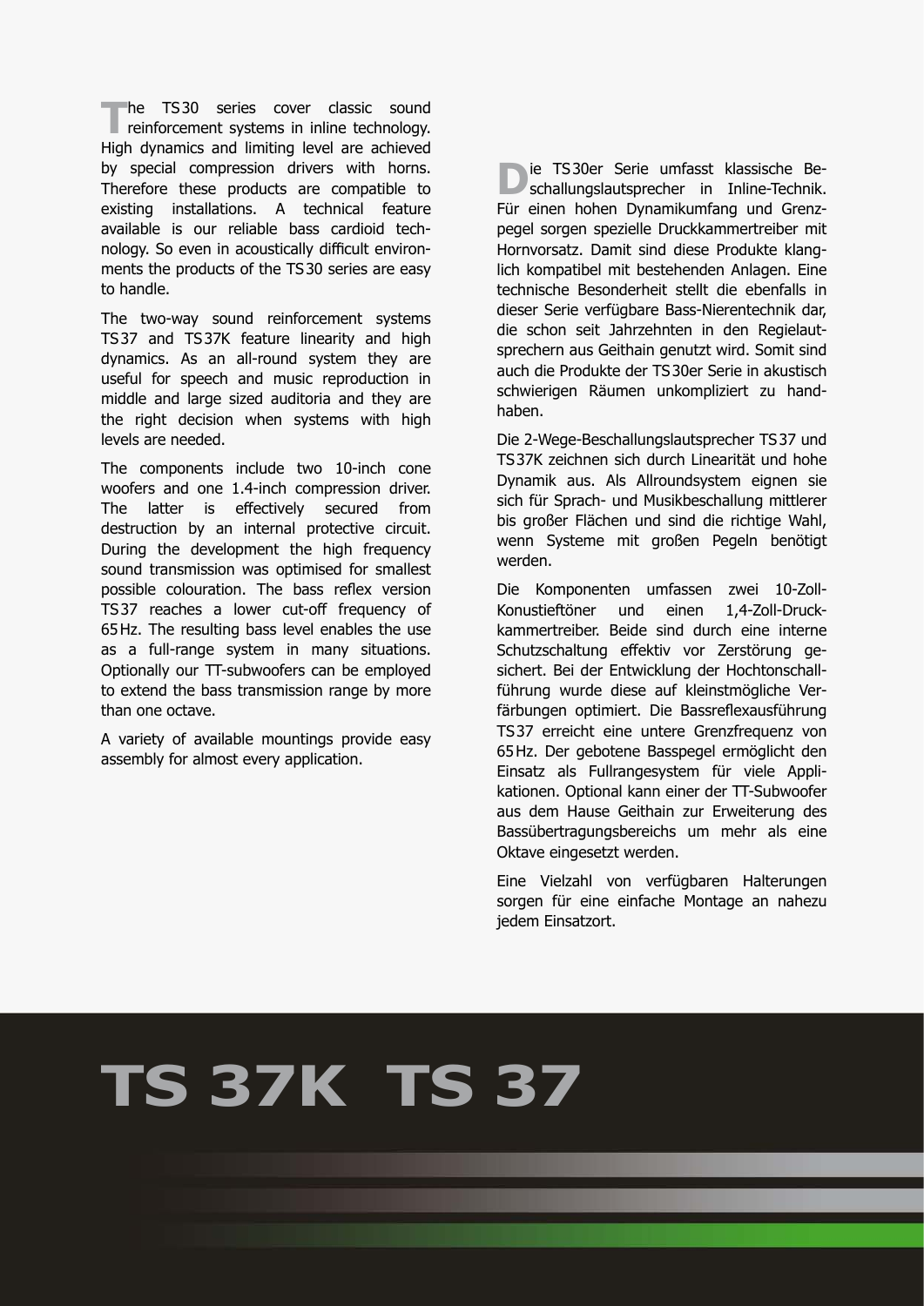The TS 30 series cover classic sound reinforcement systems in inline technology. High dynamics and limiting level are achieved by special compression drivers with horns. Therefore these products are compatible to existing installations. A technical feature available is our reliable bass cardioid technology. So even in acoustically difficult environments the products of the TS 30 series are easy to handle.

The two-way sound reinforcement systems TS 37 and TS 37K feature linearity and high dynamics. As an all-round system they are useful for speech and music reproduction in middle and large sized auditoria and they are the right decision when systems with high levels are needed.

The components include two 10-inch cone woofers and one 1.4-inch compression driver. The latter is effectively secured from destruction by an internal protective circuit. During the development the high frequency sound transmission was optimised for smallest possible colouration. The bass reflex version TS 37 reaches a lower cut-off frequency of 65 Hz. The resulting bass level enables the use as a full-range system in many situations. Optionally our TT-subwoofers can be employed to extend the bass transmission range by more than one octave.

A variety of available mountings provide easy assembly for almost every application.

Die TS 30er Serie umfasst klassische Beschallungslautsprecher in Inline-Technik. Für einen hohen Dynamikumfang und Grenzpegel sorgen spezielle Druckkammertreiber mit Hornvorsatz. Damit sind diese Produkte klanglich kompatibel mit bestehenden Anlagen. Eine technische Besonderheit stellt die ebenfalls in dieser Serie verfügbare Bass-Nierentechnik dar, die schon seit Jahrzehnten in den Regielautsprechern aus Geithain genutzt wird. Somit sind auch die Produkte der TS 30er Serie in akustisch schwierigen Räumen unkompliziert zu handhaben.

Die 2-Wege-Beschallungslautsprecher TS 37 und TS 37K zeichnen sich durch Linearität und hohe Dynamik aus. Als Allroundsystem eignen sie sich für Sprach- und Musikbeschallung mittlerer bis großer Flächen und sind die richtige Wahl, wenn Systeme mit großen Pegeln benötigt werden.

Die Komponenten umfassen zwei 10-Zoll-Konustieftöner und einen 1,4-Zoll-Druckkammertreiber. Beide sind durch eine interne Schutzschaltung effektiv vor Zerstörung gesichert. Bei der Entwicklung der Hochtonschallführung wurde diese auf kleinstmögliche Verfärbungen optimiert. Die Bassreflexausführung TS 37 erreicht eine untere Grenzfrequenz von 65 Hz. Der gebotene Basspegel ermöglicht den Einsatz als Fullrangesystem für viele Applikationen. Optional kann einer der TT-Subwoofer aus dem Hause Geithain zur Erweiterung des Bassübertragungsbereichs um mehr als eine Oktave eingesetzt werden.

Eine Vielzahl von verfügbaren Halterungen sorgen für eine einfache Montage an nahezu jedem Einsatzort.

# TS 37K TS 37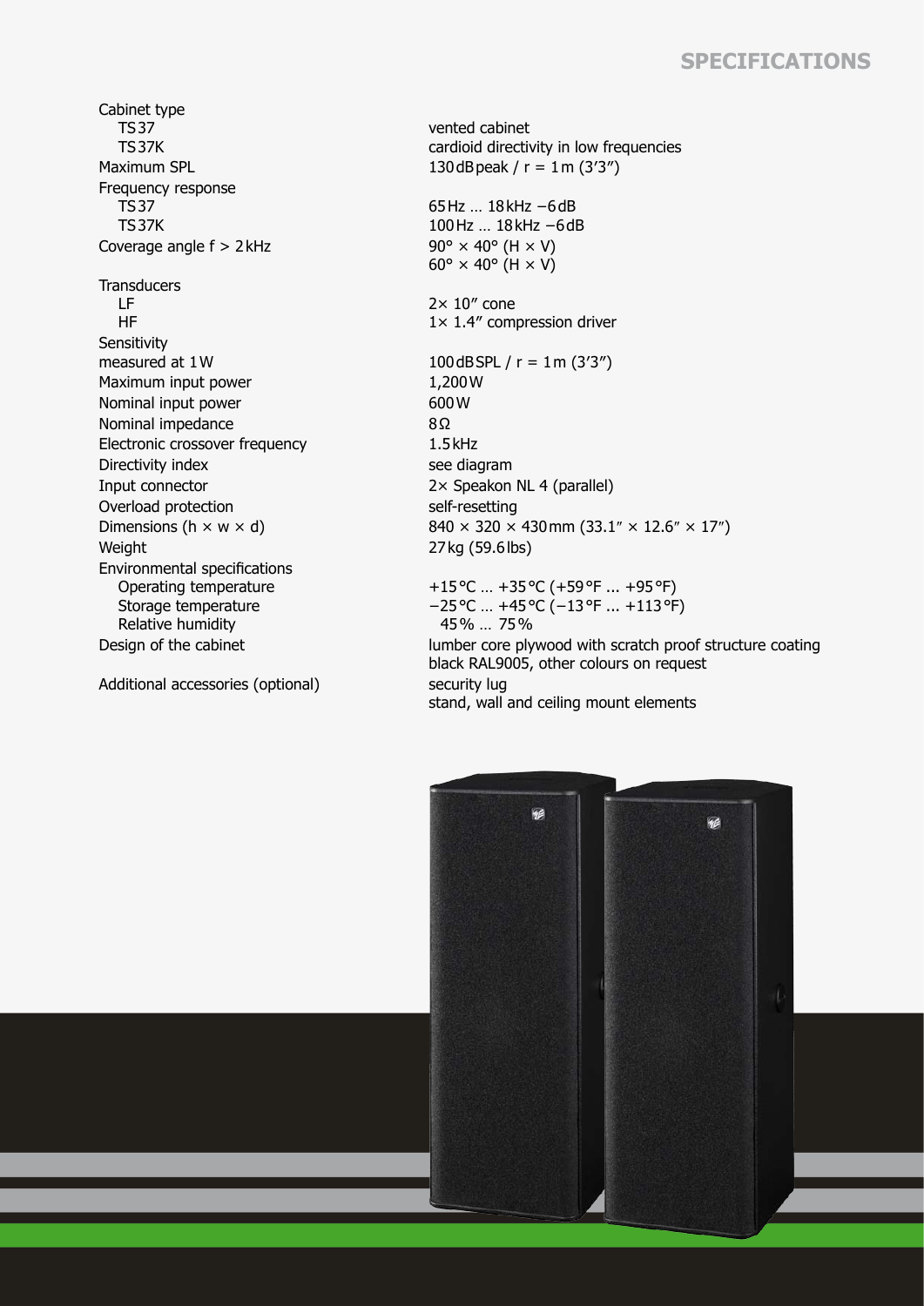## SPECIFICATIONS

| | |
|---|---|
| Cabinet type | |
| TS 37 | vented cabinet |
| TS 37K | cardioid directivity in low frequencies |
| Maximum SPL | 130 dB peak / r = 1 m (3′3″) |
| Frequency response | |
| TS 37 | 65 Hz … 18 kHz −6 dB |
| TS 37K | 100 Hz … 18 kHz −6 dB |
| Coverage angle f > 2 kHz | 90° × 40° (H × V) |
| | 60° × 40° (H × V) |
| Transducers | |
| LF | 2× 10″ cone |
| HF | 1× 1.4″ compression driver |
| Sensitivity measured at 1 W | 100 dB SPL / r = 1 m (3′3″) |
| Maximum input power | 1,200 W |
| Nominal input power | 600 W |
| Nominal impedance | 8 Ω |
| Electronic crossover frequency | 1.5 kHz |
| Directivity index | see diagram |
| Input connector | 2× Speakon NL 4 (parallel) |
| Overload protection | self-resetting |
| Dimensions (h × w × d) | 840 × 320 × 430 mm (33.1″ × 12.6″ × 17″) |
| Weight | 27 kg (59.6 lbs) |
| Environmental specifications | |
| Operating temperature | +15 °C … +35 °C (+59 °F ... +95 °F) |
| Storage temperature | −25 °C … +45 °C (−13 °F ... +113 °F) |
| Relative humidity | 45 % … 75 % |
| Design of the cabinet | lumber core plywood with scratch proof structure coating black RAL9005, other colours on request |
| Additional accessories (optional) | security lug<br>stand, wall and ceiling mount elements |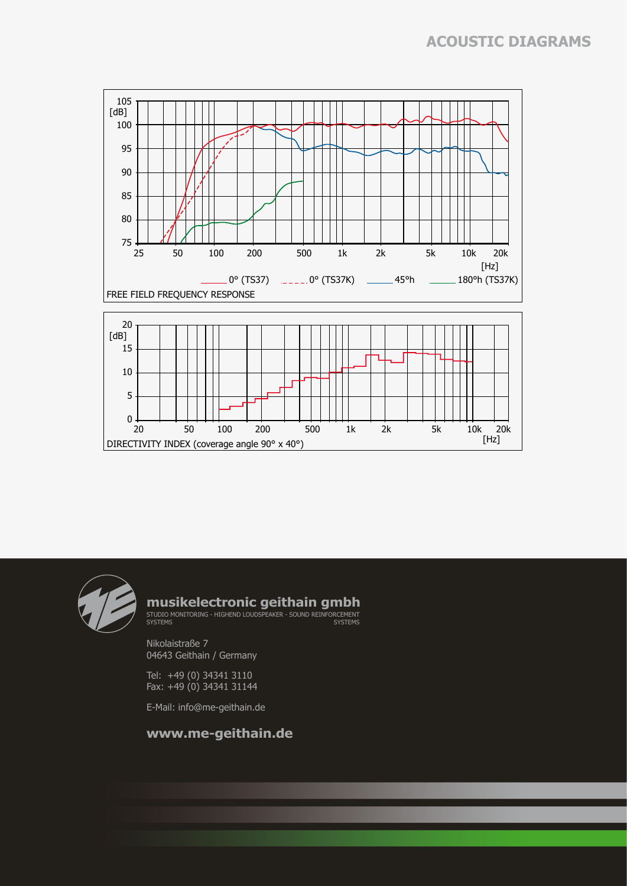## ACOUSTIC DIAGRAMS

105
[dB]
100
95
90
85
80
75
25 50 100 200 500 1k 2k 5k 10k 20k
[Hz]

0° (TS37) _ _ _ _ 0° (TS37K) 45°h 180°h (TS37K)

FREE FIELD FREQUENCY RESPONSE

20
[dB]
15
10
5
0
20 50 100 200 500 1k 2k 5k 10k 20k
[Hz]

DIRECTIVITY INDEX (coverage angle 90° x 40°)

**musikelectronic geithain gmbh**
STUDIO MONITORING - HIGHEND LOUDSPEAKER - SOUND REINFORCEMENT SYSTEMS

Nikolaistraße 7
04643 Geithain / Germany

Tel: +49 (0) 34341 3110
Fax: +49 (0) 34341 31144

E-Mail: info@me-geithain.de

**www.me-geithain.de**